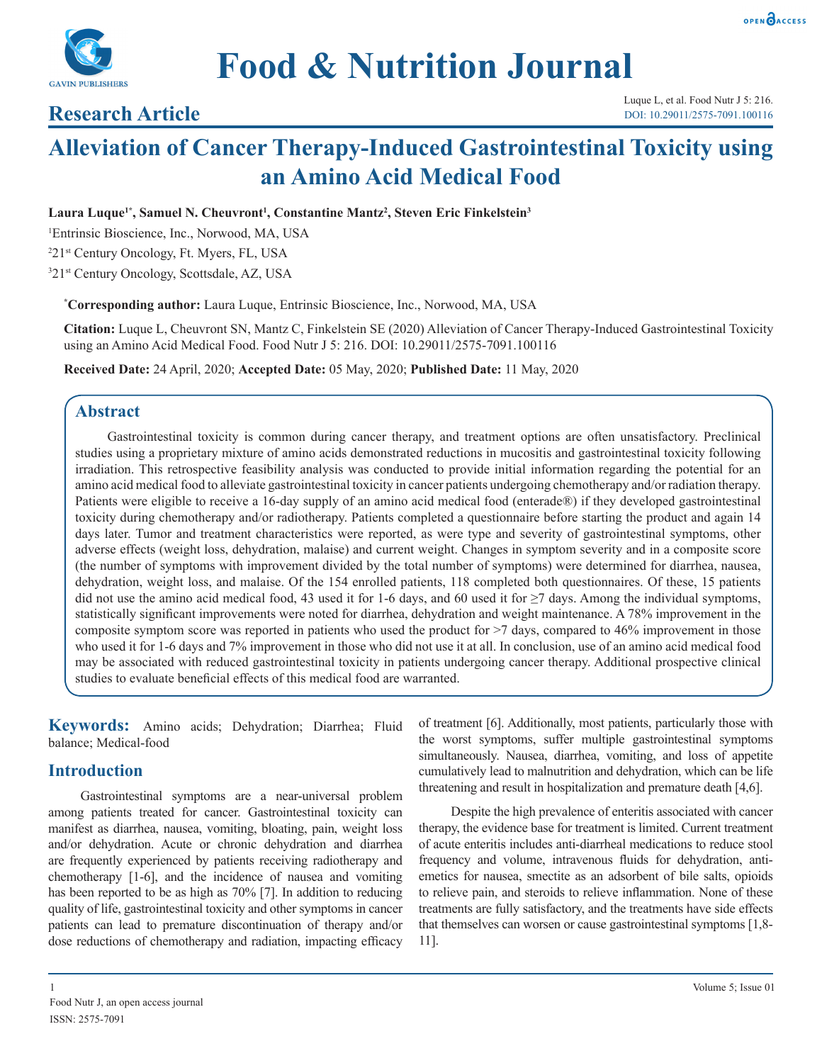**Research Article**

# Alleviation of Cancer Therapy-Induced Gastrointestinal Toxicity using an Amino Acid Medical Food

**Laura Luque[1*], Samuel N. Cheuvront[1], Constantine Mantz[2], Steven Eric Finkelstein[3]**

[1]Entrinsic Bioscience, Inc., Norwood, MA, USA

[2]21st Century Oncology, Ft. Myers, FL, USA

[3]21st Century Oncology, Scottsdale, AZ, USA

**[*]Corresponding author:** Laura Luque, Entrinsic Bioscience, Inc., Norwood, MA, USA

**Citation:** Luque L, Cheuvront SN, Mantz C, Finkelstein SE (2020) Alleviation of Cancer Therapy-Induced Gastrointestinal Toxicity using an Amino Acid Medical Food. Food Nutr J 5: 216. DOI: 10.29011/2575-7091.100116

**Received Date:** 24 April, 2020; **Accepted Date:** 05 May, 2020; **Published Date:** 11 May, 2020

## Abstract

Gastrointestinal toxicity is common during cancer therapy, and treatment options are often unsatisfactory. Preclinical studies using a proprietary mixture of amino acids demonstrated reductions in mucositis and gastrointestinal toxicity following irradiation. This retrospective feasibility analysis was conducted to provide initial information regarding the potential for an amino acid medical food to alleviate gastrointestinal toxicity in cancer patients undergoing chemotherapy and/or radiation therapy. Patients were eligible to receive a 16-day supply of an amino acid medical food (enterade®) if they developed gastrointestinal toxicity during chemotherapy and/or radiotherapy. Patients completed a questionnaire before starting the product and again 14 days later. Tumor and treatment characteristics were reported, as were type and severity of gastrointestinal symptoms, other adverse effects (weight loss, dehydration, malaise) and current weight. Changes in symptom severity and in a composite score (the number of symptoms with improvement divided by the total number of symptoms) were determined for diarrhea, nausea, dehydration, weight loss, and malaise. Of the 154 enrolled patients, 118 completed both questionnaires. Of these, 15 patients did not use the amino acid medical food, 43 used it for 1-6 days, and 60 used it for ≥7 days. Among the individual symptoms, statistically significant improvements were noted for diarrhea, dehydration and weight maintenance. A 78% improvement in the composite symptom score was reported in patients who used the product for >7 days, compared to 46% improvement in those who used it for 1-6 days and 7% improvement in those who did not use it at all. In conclusion, use of an amino acid medical food may be associated with reduced gastrointestinal toxicity in patients undergoing cancer therapy. Additional prospective clinical studies to evaluate beneficial effects of this medical food are warranted.

**Keywords:** Amino acids; Dehydration; Diarrhea; Fluid balance; Medical-food

## Introduction

Gastrointestinal symptoms are a near-universal problem among patients treated for cancer. Gastrointestinal toxicity can manifest as diarrhea, nausea, vomiting, bloating, pain, weight loss and/or dehydration. Acute or chronic dehydration and diarrhea are frequently experienced by patients receiving radiotherapy and chemotherapy [1-6], and the incidence of nausea and vomiting has been reported to be as high as 70% [7]. In addition to reducing quality of life, gastrointestinal toxicity and other symptoms in cancer patients can lead to premature discontinuation of therapy and/or dose reductions of chemotherapy and radiation, impacting efficacy of treatment [6]. Additionally, most patients, particularly those with the worst symptoms, suffer multiple gastrointestinal symptoms simultaneously. Nausea, diarrhea, vomiting, and loss of appetite cumulatively lead to malnutrition and dehydration, which can be life threatening and result in hospitalization and premature death [4,6].

Despite the high prevalence of enteritis associated with cancer therapy, the evidence base for treatment is limited. Current treatment of acute enteritis includes anti-diarrheal medications to reduce stool frequency and volume, intravenous fluids for dehydration, anti-emetics for nausea, smectite as an adsorbent of bile salts, opioids to relieve pain, and steroids to relieve inflammation. None of these treatments are fully satisfactory, and the treatments have side effects that themselves can worsen or cause gastrointestinal symptoms [1,8-11].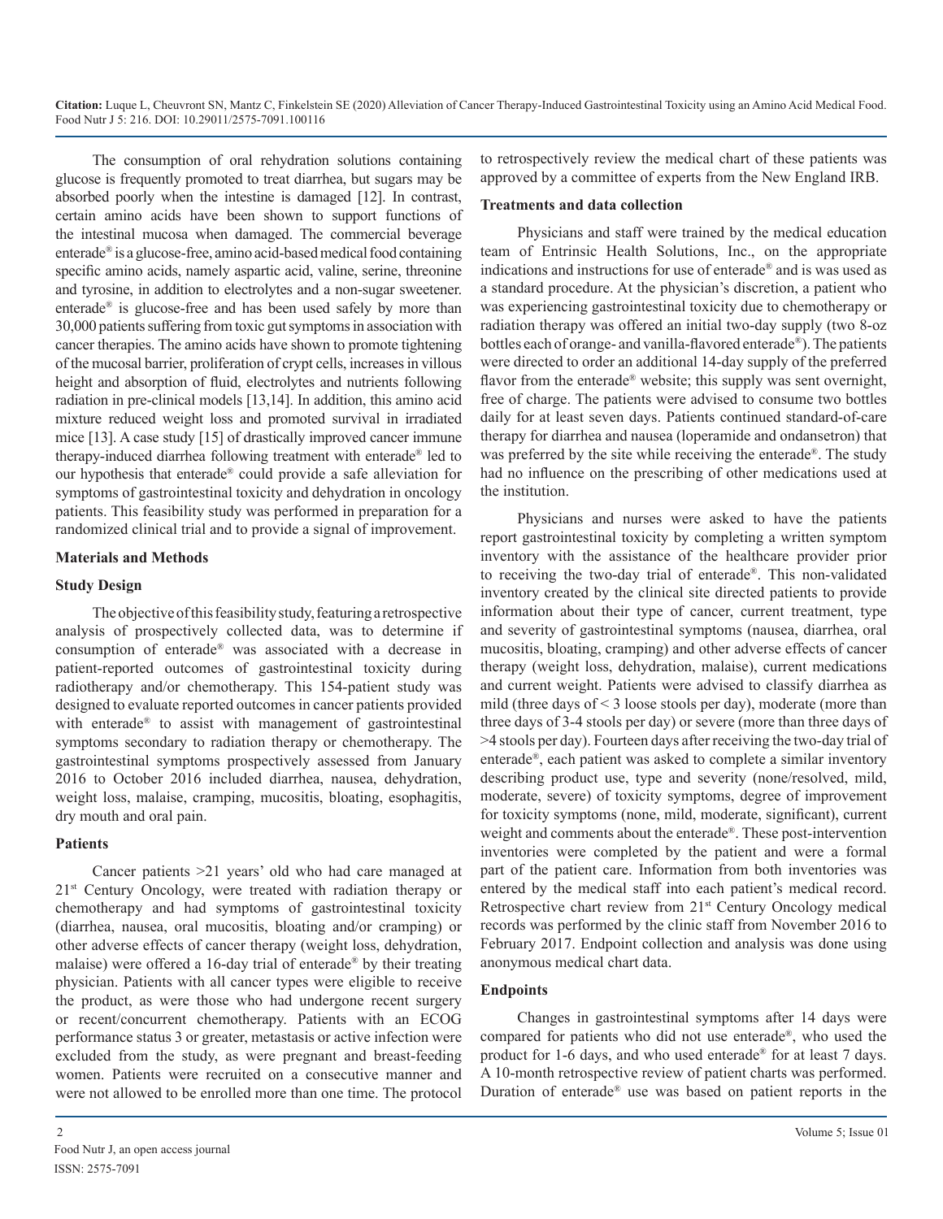The consumption of oral rehydration solutions containing glucose is frequently promoted to treat diarrhea, but sugars may be absorbed poorly when the intestine is damaged [12]. In contrast, certain amino acids have been shown to support functions of the intestinal mucosa when damaged. The commercial beverage enterade® is a glucose-free, amino acid-based medical food containing specific amino acids, namely aspartic acid, valine, serine, threonine and tyrosine, in addition to electrolytes and a non-sugar sweetener. enterade® is glucose-free and has been used safely by more than 30,000 patients suffering from toxic gut symptoms in association with cancer therapies. The amino acids have shown to promote tightening of the mucosal barrier, proliferation of crypt cells, increases in villous height and absorption of fluid, electrolytes and nutrients following radiation in pre-clinical models [13,14]. In addition, this amino acid mixture reduced weight loss and promoted survival in irradiated mice [13]. A case study [15] of drastically improved cancer immune therapy-induced diarrhea following treatment with enterade® led to our hypothesis that enterade® could provide a safe alleviation for symptoms of gastrointestinal toxicity and dehydration in oncology patients. This feasibility study was performed in preparation for a randomized clinical trial and to provide a signal of improvement.

## Materials and Methods

### Study Design

The objective of this feasibility study, featuring a retrospective analysis of prospectively collected data, was to determine if consumption of enterade® was associated with a decrease in patient-reported outcomes of gastrointestinal toxicity during radiotherapy and/or chemotherapy. This 154-patient study was designed to evaluate reported outcomes in cancer patients provided with enterade® to assist with management of gastrointestinal symptoms secondary to radiation therapy or chemotherapy. The gastrointestinal symptoms prospectively assessed from January 2016 to October 2016 included diarrhea, nausea, dehydration, weight loss, malaise, cramping, mucositis, bloating, esophagitis, dry mouth and oral pain.

### Patients

Cancer patients >21 years' old who had care managed at 21st Century Oncology, were treated with radiation therapy or chemotherapy and had symptoms of gastrointestinal toxicity (diarrhea, nausea, oral mucositis, bloating and/or cramping) or other adverse effects of cancer therapy (weight loss, dehydration, malaise) were offered a 16-day trial of enterade® by their treating physician. Patients with all cancer types were eligible to receive the product, as were those who had undergone recent surgery or recent/concurrent chemotherapy. Patients with an ECOG performance status 3 or greater, metastasis or active infection were excluded from the study, as were pregnant and breast-feeding women. Patients were recruited on a consecutive manner and were not allowed to be enrolled more than one time. The protocol to retrospectively review the medical chart of these patients was approved by a committee of experts from the New England IRB.

### Treatments and data collection

Physicians and staff were trained by the medical education team of Entrinsic Health Solutions, Inc., on the appropriate indications and instructions for use of enterade® and is was used as a standard procedure. At the physician's discretion, a patient who was experiencing gastrointestinal toxicity due to chemotherapy or radiation therapy was offered an initial two-day supply (two 8-oz bottles each of orange- and vanilla-flavored enterade®). The patients were directed to order an additional 14-day supply of the preferred flavor from the enterade® website; this supply was sent overnight, free of charge. The patients were advised to consume two bottles daily for at least seven days. Patients continued standard-of-care therapy for diarrhea and nausea (loperamide and ondansetron) that was preferred by the site while receiving the enterade®. The study had no influence on the prescribing of other medications used at the institution.

Physicians and nurses were asked to have the patients report gastrointestinal toxicity by completing a written symptom inventory with the assistance of the healthcare provider prior to receiving the two-day trial of enterade®. This non-validated inventory created by the clinical site directed patients to provide information about their type of cancer, current treatment, type and severity of gastrointestinal symptoms (nausea, diarrhea, oral mucositis, bloating, cramping) and other adverse effects of cancer therapy (weight loss, dehydration, malaise), current medications and current weight. Patients were advised to classify diarrhea as mild (three days of < 3 loose stools per day), moderate (more than three days of 3-4 stools per day) or severe (more than three days of >4 stools per day). Fourteen days after receiving the two-day trial of enterade®, each patient was asked to complete a similar inventory describing product use, type and severity (none/resolved, mild, moderate, severe) of toxicity symptoms, degree of improvement for toxicity symptoms (none, mild, moderate, significant), current weight and comments about the enterade®. These post-intervention inventories were completed by the patient and were a formal part of the patient care. Information from both inventories was entered by the medical staff into each patient's medical record. Retrospective chart review from 21st Century Oncology medical records was performed by the clinic staff from November 2016 to February 2017. Endpoint collection and analysis was done using anonymous medical chart data.

### Endpoints

Changes in gastrointestinal symptoms after 14 days were compared for patients who did not use enterade®, who used the product for 1-6 days, and who used enterade® for at least 7 days. A 10-month retrospective review of patient charts was performed. Duration of enterade® use was based on patient reports in the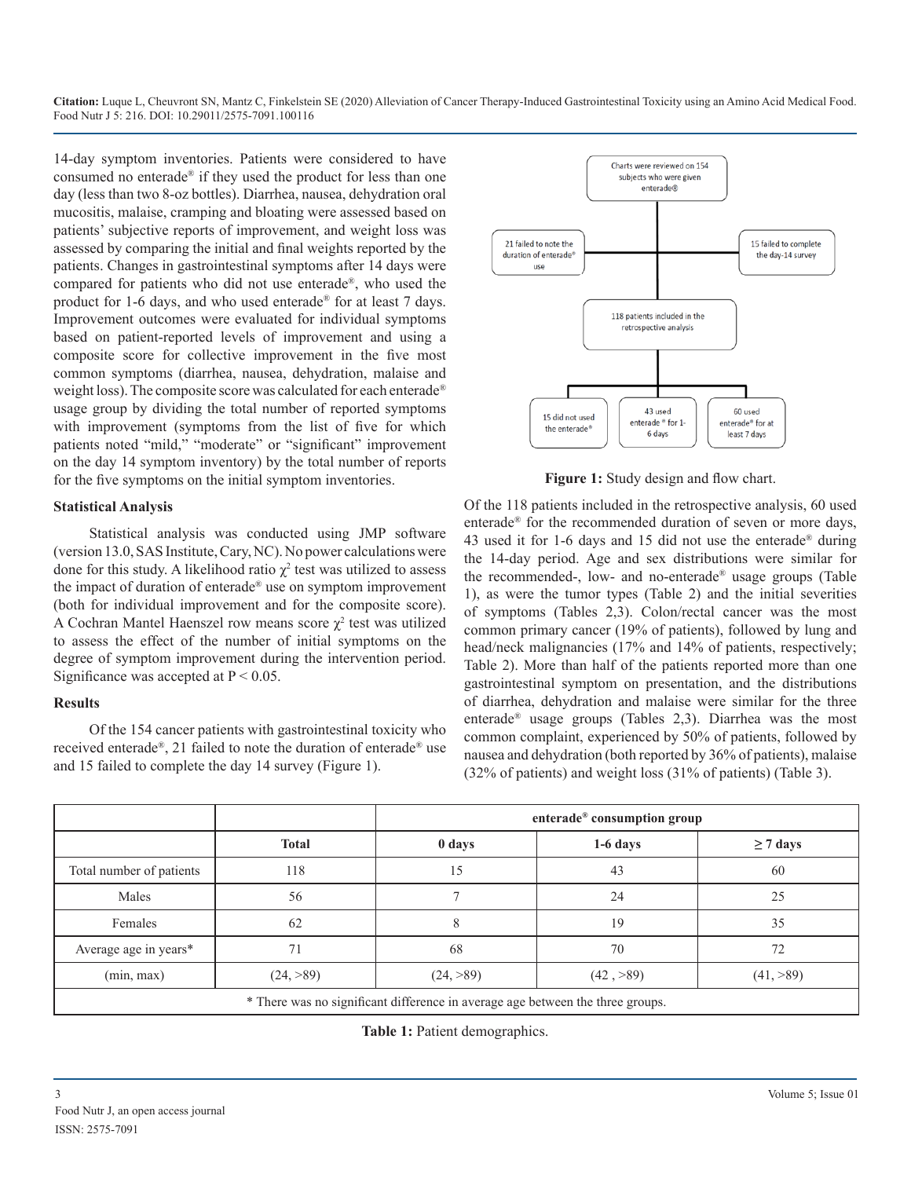14-day symptom inventories. Patients were considered to have consumed no enterade® if they used the product for less than one day (less than two 8-oz bottles). Diarrhea, nausea, dehydration oral mucositis, malaise, cramping and bloating were assessed based on patients' subjective reports of improvement, and weight loss was assessed by comparing the initial and final weights reported by the patients. Changes in gastrointestinal symptoms after 14 days were compared for patients who did not use enterade®, who used the product for 1-6 days, and who used enterade® for at least 7 days. Improvement outcomes were evaluated for individual symptoms based on patient-reported levels of improvement and using a composite score for collective improvement in the five most common symptoms (diarrhea, nausea, dehydration, malaise and weight loss). The composite score was calculated for each enterade® usage group by dividing the total number of reported symptoms with improvement (symptoms from the list of five for which patients noted "mild," "moderate" or "significant" improvement on the day 14 symptom inventory) by the total number of reports for the five symptoms on the initial symptom inventories.

## Statistical Analysis

Statistical analysis was conducted using JMP software (version 13.0, SAS Institute, Cary, NC). No power calculations were done for this study. A likelihood ratio $\chi^2$ test was utilized to assess the impact of duration of enterade® use on symptom improvement (both for individual improvement and for the composite score). A Cochran Mantel Haenszel row means score $\chi^2$ test was utilized to assess the effect of the number of initial symptoms on the degree of symptom improvement during the intervention period. Significance was accepted at $P < 0.05$.

## Results

Of the 154 cancer patients with gastrointestinal toxicity who received enterade®, 21 failed to note the duration of enterade® use and 15 failed to complete the day 14 survey (Figure 1).

Charts were reviewed on 154 subjects who were given enterade®

21 failed to note the duration of enterade® use

15 failed to complete the day-14 survey

118 patients included in the retrospective analysis

15 did not used the enterade®

43 used enterade® for 1-6 days

60 used enterade® for at least 7 days

**Figure 1:** Study design and flow chart.

Of the 118 patients included in the retrospective analysis, 60 used enterade® for the recommended duration of seven or more days, 43 used it for 1-6 days and 15 did not use the enterade® during the 14-day period. Age and sex distributions were similar for the recommended-, low- and no-enterade® usage groups (Table 1), as were the tumor types (Table 2) and the initial severities of symptoms (Tables 2,3). Colon/rectal cancer was the most common primary cancer (19% of patients), followed by lung and head/neck malignancies (17% and 14% of patients, respectively; Table 2). More than half of the patients reported more than one gastrointestinal symptom on presentation, and the distributions of diarrhea, dehydration and malaise were similar for the three enterade® usage groups (Tables 2,3). Diarrhea was the most common complaint, experienced by 50% of patients, followed by nausea and dehydration (both reported by 36% of patients), malaise (32% of patients) and weight loss (31% of patients) (Table 3).

| | | enterade® consumption group | | |
|---|---|---|---|---|
| | **Total** | **0 days** | **1-6 days** | **≥ 7 days** |
| Total number of patients | 118 | 15 | 43 | 60 |
| Males | 56 | 7 | 24 | 25 |
| Females | 62 | 8 | 19 | 35 |
| Average age in years* | 71 | 68 | 70 | 72 |
| (min, max) | (24, >89) | (24, >89) | (42 , >89) | (41, >89) |
| * There was no significant difference in average age between the three groups. | | | | |

**Table 1:** Patient demographics.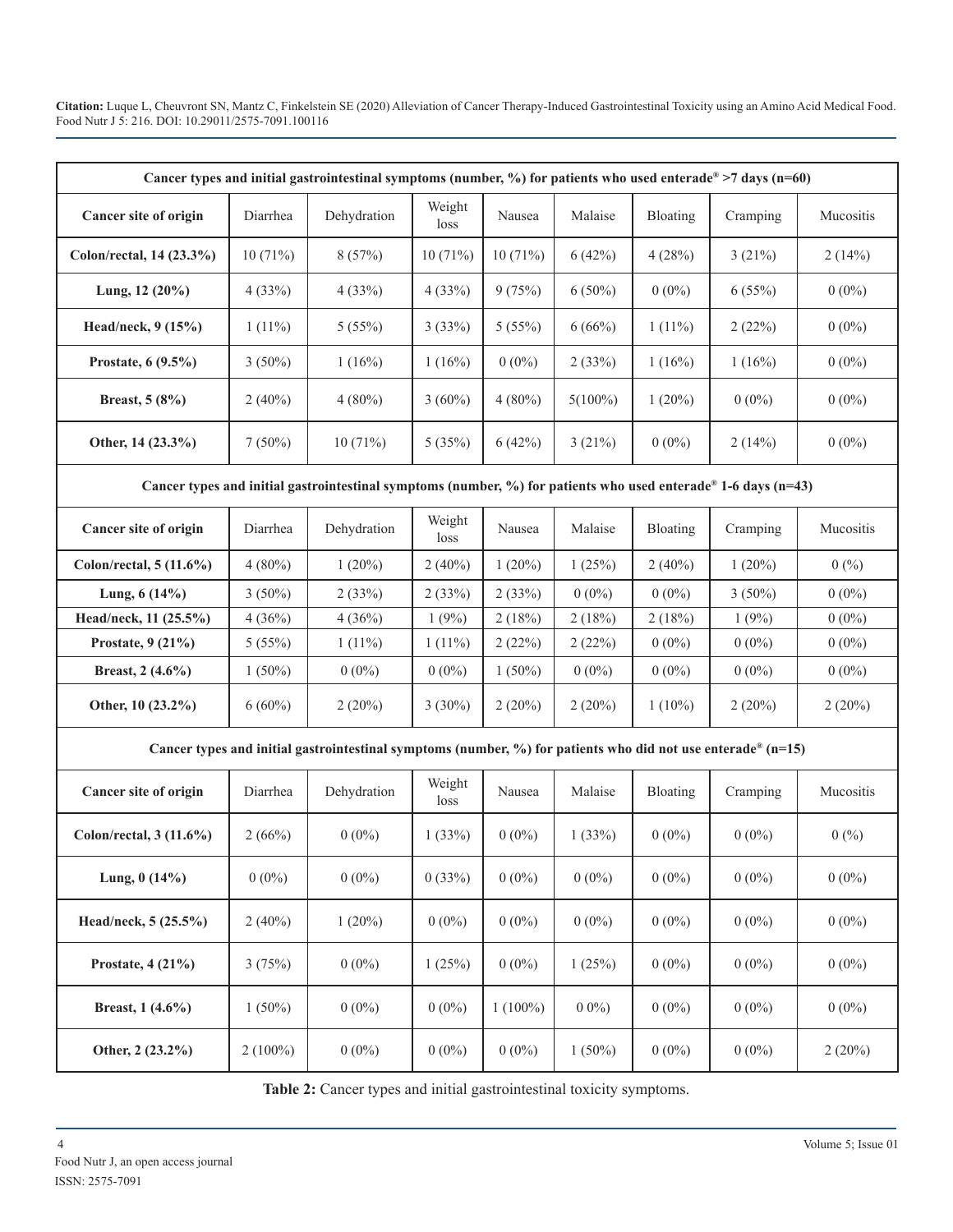| Cancer types and initial gastrointestinal symptoms (number, %) for patients who used enterade® >7 days (n=60) | | | | | | | | |
|---|---|---|---|---|---|---|---|---|
| **Cancer site of origin** | Diarrhea | Dehydration | Weight loss | Nausea | Malaise | Bloating | Cramping | Mucositis |
| **Colon/rectal, 14 (23.3%)** | 10 (71%) | 8 (57%) | 10 (71%) | 10 (71%) | 6 (42%) | 4 (28%) | 3 (21%) | 2 (14%) |
| **Lung, 12 (20%)** | 4 (33%) | 4 (33%) | 4 (33%) | 9 (75%) | 6 (50%) | 0 (0%) | 6 (55%) | 0 (0%) |
| **Head/neck, 9 (15%)** | 1 (11%) | 5 (55%) | 3 (33%) | 5 (55%) | 6 (66%) | 1 (11%) | 2 (22%) | 0 (0%) |
| **Prostate, 6 (9.5%)** | 3 (50%) | 1 (16%) | 1 (16%) | 0 (0%) | 2 (33%) | 1 (16%) | 1 (16%) | 0 (0%) |
| **Breast, 5 (8%)** | 2 (40%) | 4 (80%) | 3 (60%) | 4 (80%) | 5(100%) | 1 (20%) | 0 (0%) | 0 (0%) |
| **Other, 14 (23.3%)** | 7 (50%) | 10 (71%) | 5 (35%) | 6 (42%) | 3 (21%) | 0 (0%) | 2 (14%) | 0 (0%) |
| **Cancer types and initial gastrointestinal symptoms (number, %) for patients who used enterade® 1-6 days (n=43)** | | | | | | | | |
| **Cancer site of origin** | Diarrhea | Dehydration | Weight loss | Nausea | Malaise | Bloating | Cramping | Mucositis |
| **Colon/rectal, 5 (11.6%)** | 4 (80%) | 1 (20%) | 2 (40%) | 1 (20%) | 1 (25%) | 2 (40%) | 1 (20%) | 0 (%) |
| **Lung, 6 (14%)** | 3 (50%) | 2 (33%) | 2 (33%) | 2 (33%) | 0 (0%) | 0 (0%) | 3 (50%) | 0 (0%) |
| **Head/neck, 11 (25.5%)** | 4 (36%) | 4 (36%) | 1 (9%) | 2 (18%) | 2 (18%) | 2 (18%) | 1 (9%) | 0 (0%) |
| **Prostate, 9 (21%)** | 5 (55%) | 1 (11%) | 1 (11%) | 2 (22%) | 2 (22%) | 0 (0%) | 0 (0%) | 0 (0%) |
| **Breast, 2 (4.6%)** | 1 (50%) | 0 (0%) | 0 (0%) | 1 (50%) | 0 (0%) | 0 (0%) | 0 (0%) | 0 (0%) |
| **Other, 10 (23.2%)** | 6 (60%) | 2 (20%) | 3 (30%) | 2 (20%) | 2 (20%) | 1 (10%) | 2 (20%) | 2 (20%) |
| **Cancer types and initial gastrointestinal symptoms (number, %) for patients who did not use enterade® (n=15)** | | | | | | | | |
| **Cancer site of origin** | Diarrhea | Dehydration | Weight loss | Nausea | Malaise | Bloating | Cramping | Mucositis |
| **Colon/rectal, 3 (11.6%)** | 2 (66%) | 0 (0%) | 1 (33%) | 0 (0%) | 1 (33%) | 0 (0%) | 0 (0%) | 0 (%) |
| **Lung, 0 (14%)** | 0 (0%) | 0 (0%) | 0 (33%) | 0 (0%) | 0 (0%) | 0 (0%) | 0 (0%) | 0 (0%) |
| **Head/neck, 5 (25.5%)** | 2 (40%) | 1 (20%) | 0 (0%) | 0 (0%) | 0 (0%) | 0 (0%) | 0 (0%) | 0 (0%) |
| **Prostate, 4 (21%)** | 3 (75%) | 0 (0%) | 1 (25%) | 0 (0%) | 1 (25%) | 0 (0%) | 0 (0%) | 0 (0%) |
| **Breast, 1 (4.6%)** | 1 (50%) | 0 (0%) | 0 (0%) | 1 (100%) | 0 0%) | 0 (0%) | 0 (0%) | 0 (0%) |
| **Other, 2 (23.2%)** | 2 (100%) | 0 (0%) | 0 (0%) | 0 (0%) | 1 (50%) | 0 (0%) | 0 (0%) | 2 (20%) |

**Table 2:** Cancer types and initial gastrointestinal toxicity symptoms.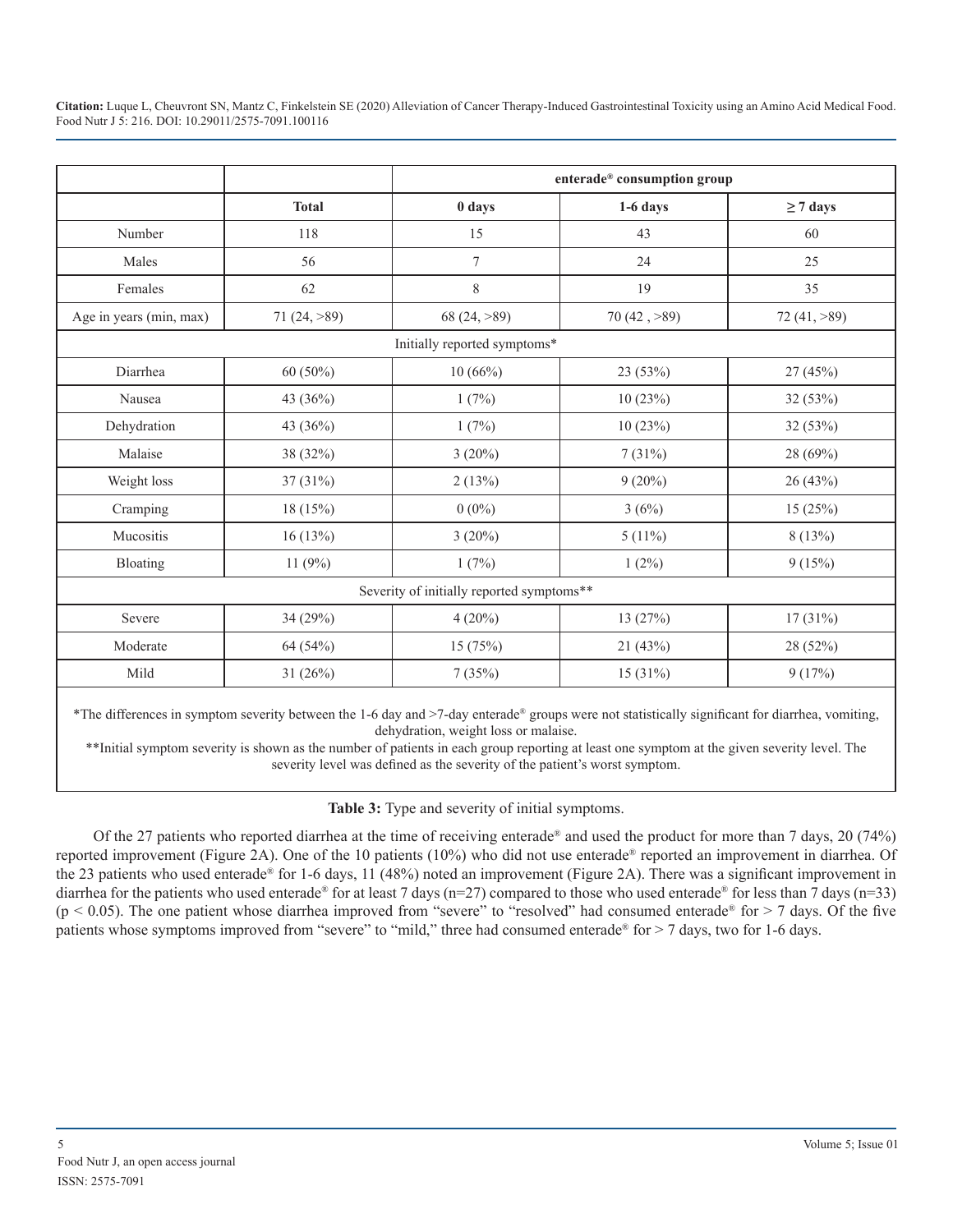| | | enterade® consumption group | | |
|---|---|---|---|---|
| | **Total** | **0 days** | **1-6 days** | **≥ 7 days** |
| Number | 118 | 15 | 43 | 60 |
| Males | 56 | 7 | 24 | 25 |
| Females | 62 | 8 | 19 | 35 |
| Age in years (min, max) | 71 (24, >89) | 68 (24, >89) | 70 (42 , >89) | 72 (41, >89) |
| Initially reported symptoms* | | | | |
| Diarrhea | 60 (50%) | 10 (66%) | 23 (53%) | 27 (45%) |
| Nausea | 43 (36%) | 1 (7%) | 10 (23%) | 32 (53%) |
| Dehydration | 43 (36%) | 1 (7%) | 10 (23%) | 32 (53%) |
| Malaise | 38 (32%) | 3 (20%) | 7 (31%) | 28 (69%) |
| Weight loss | 37 (31%) | 2 (13%) | 9 (20%) | 26 (43%) |
| Cramping | 18 (15%) | 0 (0%) | 3 (6%) | 15 (25%) |
| Mucositis | 16 (13%) | 3 (20%) | 5 (11%) | 8 (13%) |
| Bloating | 11 (9%) | 1 (7%) | 1 (2%) | 9 (15%) |
| Severity of initially reported symptoms** | | | | |
| Severe | 34 (29%) | 4 (20%) | 13 (27%) | 17 (31%) |
| Moderate | 64 (54%) | 15 (75%) | 21 (43%) | 28 (52%) |
| Mild | 31 (26%) | 7 (35%) | 15 (31%) | 9 (17%) |

*The differences in symptom severity between the 1-6 day and >7-day enterade® groups were not statistically significant for diarrhea, vomiting, dehydration, weight loss or malaise.

**Initial symptom severity is shown as the number of patients in each group reporting at least one symptom at the given severity level. The severity level was defined as the severity of the patient's worst symptom.

**Table 3:** Type and severity of initial symptoms.

Of the 27 patients who reported diarrhea at the time of receiving enterade® and used the product for more than 7 days, 20 (74%) reported improvement (Figure 2A). One of the 10 patients (10%) who did not use enterade® reported an improvement in diarrhea. Of the 23 patients who used enterade® for 1-6 days, 11 (48%) noted an improvement (Figure 2A). There was a significant improvement in diarrhea for the patients who used enterade® for at least 7 days (n=27) compared to those who used enterade® for less than 7 days (n=33) ($p < 0.05$). The one patient whose diarrhea improved from "severe" to "resolved" had consumed enterade® for > 7 days. Of the five patients whose symptoms improved from "severe" to "mild," three had consumed enterade® for > 7 days, two for 1-6 days.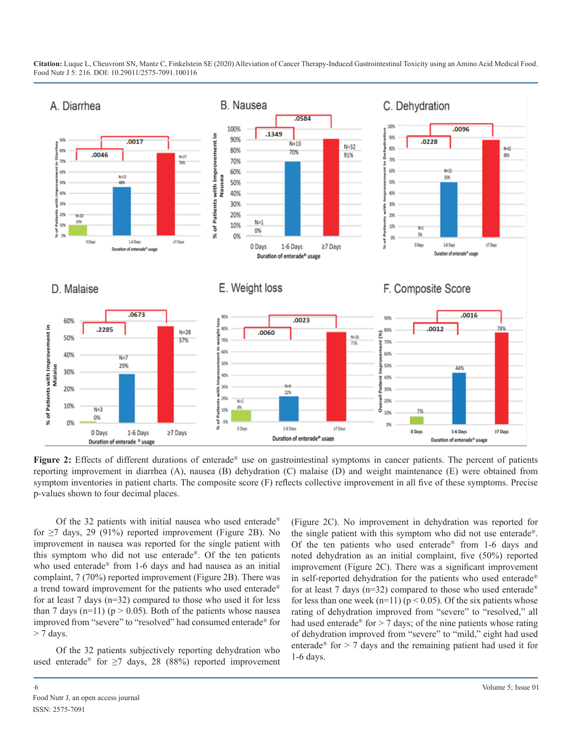**Figure 2:** Effects of different durations of enterade® use on gastrointestinal symptoms in cancer patients. The percent of patients reporting improvement in diarrhea (A), nausea (B) dehydration (C) malaise (D) and weight maintenance (E) were obtained from symptom inventories in patient charts. The composite score (F) reflects collective improvement in all five of these symptoms. Precise p-values shown to four decimal places.

Of the 32 patients with initial nausea who used enterade® for ≥7 days, 29 (91%) reported improvement (Figure 2B). No improvement in nausea was reported for the single patient with this symptom who did not use enterade®. Of the ten patients who used enterade® from 1-6 days and had nausea as an initial complaint, 7 (70%) reported improvement (Figure 2B). There was a trend toward improvement for the patients who used enterade® for at least 7 days (n=32) compared to those who used it for less than 7 days (n=11) ($p > 0.05$). Both of the patients whose nausea improved from "severe" to "resolved" had consumed enterade® for > 7 days.

Of the 32 patients subjectively reporting dehydration who used enterade® for ≥7 days, 28 (88%) reported improvement (Figure 2C). No improvement in dehydration was reported for the single patient with this symptom who did not use enterade®. Of the ten patients who used enterade® from 1-6 days and noted dehydration as an initial complaint, five (50%) reported improvement (Figure 2C). There was a significant improvement in self-reported dehydration for the patients who used enterade® for at least 7 days (n=32) compared to those who used enterade® for less than one week (n=11) ($p < 0.05$). Of the six patients whose rating of dehydration improved from "severe" to "resolved," all had used enterade® for > 7 days; of the nine patients whose rating of dehydration improved from "severe" to "mild," eight had used enterade® for > 7 days and the remaining patient had used it for 1-6 days.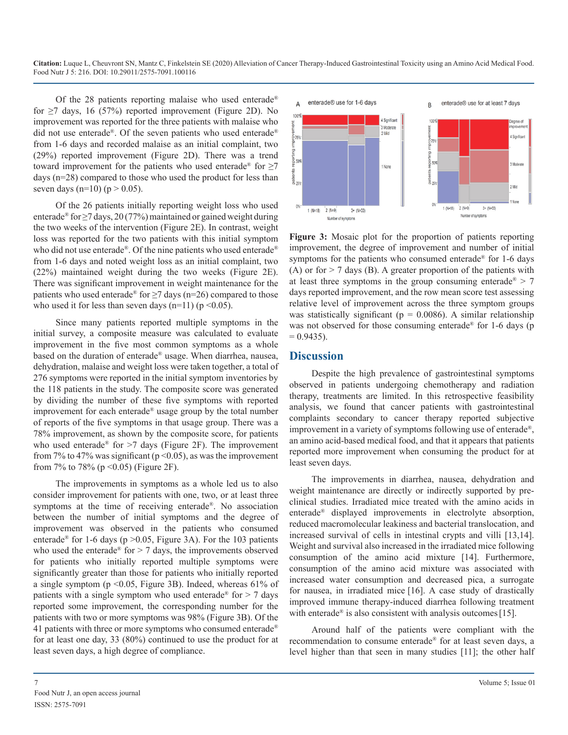Of the 28 patients reporting malaise who used enterade® for $\geq$7 days, 16 (57%) reported improvement (Figure 2D). No improvement was reported for the three patients with malaise who did not use enterade®. Of the seven patients who used enterade® from 1-6 days and recorded malaise as an initial complaint, two (29%) reported improvement (Figure 2D). There was a trend toward improvement for the patients who used enterade® for $\geq$7 days (n=28) compared to those who used the product for less than seven days (n=10) ($p > 0.05$).

Of the 26 patients initially reporting weight loss who used enterade® for $\geq$7 days, 20 (77%) maintained or gained weight during the two weeks of the intervention (Figure 2E). In contrast, weight loss was reported for the two patients with this initial symptom who did not use enterade®. Of the nine patients who used enterade® from 1-6 days and noted weight loss as an initial complaint, two (22%) maintained weight during the two weeks (Figure 2E). There was significant improvement in weight maintenance for the patients who used enterade® for $\geq$7 days (n=26) compared to those who used it for less than seven days (n=11) ($p < 0.05$).

Since many patients reported multiple symptoms in the initial survey, a composite measure was calculated to evaluate improvement in the five most common symptoms as a whole based on the duration of enterade® usage. When diarrhea, nausea, dehydration, malaise and weight loss were taken together, a total of 276 symptoms were reported in the initial symptom inventories by the 118 patients in the study. The composite score was generated by dividing the number of these five symptoms with reported improvement for each enterade® usage group by the total number of reports of the five symptoms in that usage group. There was a 78% improvement, as shown by the composite score, for patients who used enterade® for >7 days (Figure 2F). The improvement from 7% to 47% was significant ($p < 0.05$), as was the improvement from 7% to 78% ($p < 0.05$) (Figure 2F).

The improvements in symptoms as a whole led us to also consider improvement for patients with one, two, or at least three symptoms at the time of receiving enterade®. No association between the number of initial symptoms and the degree of improvement was observed in the patients who consumed enterade® for 1-6 days ($p > 0.05$, Figure 3A). For the 103 patients who used the enterade® for > 7 days, the improvements observed for patients who initially reported multiple symptoms were significantly greater than those for patients who initially reported a single symptom ($p < 0.05$, Figure 3B). Indeed, whereas 61% of patients with a single symptom who used enterade® for > 7 days reported some improvement, the corresponding number for the patients with two or more symptoms was 98% (Figure 3B). Of the 41 patients with three or more symptoms who consumed enterade® for at least one day, 33 (80%) continued to use the product for at least seven days, a high degree of compliance.

**Figure 3:** Mosaic plot for the proportion of patients reporting improvement, the degree of improvement and number of initial symptoms for the patients who consumed enterade® for 1-6 days (A) or for > 7 days (B). A greater proportion of the patients with at least three symptoms in the group consuming enterade® > 7 days reported improvement, and the row mean score test assessing relative level of improvement across the three symptom groups was statistically significant ($p = 0.0086$). A similar relationship was not observed for those consuming enterade® for 1-6 days ($p = 0.9435$).

## Discussion

Despite the high prevalence of gastrointestinal symptoms observed in patients undergoing chemotherapy and radiation therapy, treatments are limited. In this retrospective feasibility analysis, we found that cancer patients with gastrointestinal complaints secondary to cancer therapy reported subjective improvement in a variety of symptoms following use of enterade®, an amino acid-based medical food, and that it appears that patients reported more improvement when consuming the product for at least seven days.

The improvements in diarrhea, nausea, dehydration and weight maintenance are directly or indirectly supported by pre-clinical studies. Irradiated mice treated with the amino acids in enterade® displayed improvements in electrolyte absorption, reduced macromolecular leakiness and bacterial translocation, and increased survival of cells in intestinal crypts and villi [13,14]. Weight and survival also increased in the irradiated mice following consumption of the amino acid mixture [14]. Furthermore, consumption of the amino acid mixture was associated with increased water consumption and decreased pica, a surrogate for nausea, in irradiated mice [16]. A case study of drastically improved immune therapy-induced diarrhea following treatment with enterade® is also consistent with analysis outcomes [15].

Around half of the patients were compliant with the recommendation to consume enterade® for at least seven days, a level higher than that seen in many studies [11]; the other half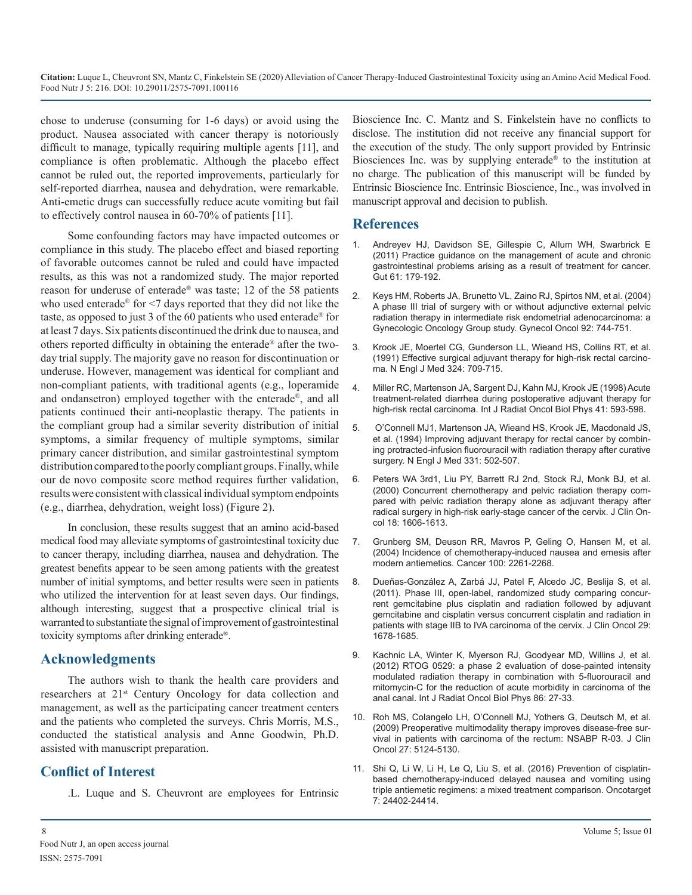chose to underuse (consuming for 1-6 days) or avoid using the product. Nausea associated with cancer therapy is notoriously difficult to manage, typically requiring multiple agents [11], and compliance is often problematic. Although the placebo effect cannot be ruled out, the reported improvements, particularly for self-reported diarrhea, nausea and dehydration, were remarkable. Anti-emetic drugs can successfully reduce acute vomiting but fail to effectively control nausea in 60-70% of patients [11].

Some confounding factors may have impacted outcomes or compliance in this study. The placebo effect and biased reporting of favorable outcomes cannot be ruled and could have impacted results, as this was not a randomized study. The major reported reason for underuse of enterade® was taste; 12 of the 58 patients who used enterade® for <7 days reported that they did not like the taste, as opposed to just 3 of the 60 patients who used enterade® for at least 7 days. Six patients discontinued the drink due to nausea, and others reported difficulty in obtaining the enterade® after the two-day trial supply. The majority gave no reason for discontinuation or underuse. However, management was identical for compliant and non-compliant patients, with traditional agents (e.g., loperamide and ondansetron) employed together with the enterade®, and all patients continued their anti-neoplastic therapy. The patients in the compliant group had a similar severity distribution of initial symptoms, a similar frequency of multiple symptoms, similar primary cancer distribution, and similar gastrointestinal symptom distribution compared to the poorly compliant groups. Finally, while our de novo composite score method requires further validation, results were consistent with classical individual symptom endpoints (e.g., diarrhea, dehydration, weight loss) (Figure 2).

In conclusion, these results suggest that an amino acid-based medical food may alleviate symptoms of gastrointestinal toxicity due to cancer therapy, including diarrhea, nausea and dehydration. The greatest benefits appear to be seen among patients with the greatest number of initial symptoms, and better results were seen in patients who utilized the intervention for at least seven days. Our findings, although interesting, suggest that a prospective clinical trial is warranted to substantiate the signal of improvement of gastrointestinal toxicity symptoms after drinking enterade®.

## Acknowledgments

The authors wish to thank the health care providers and researchers at 21st Century Oncology for data collection and management, as well as the participating cancer treatment centers and the patients who completed the surveys. Chris Morris, M.S., conducted the statistical analysis and Anne Goodwin, Ph.D. assisted with manuscript preparation.

## Conflict of Interest

.L. Luque and S. Cheuvront are employees for Entrinsic Bioscience Inc. C. Mantz and S. Finkelstein have no conflicts to disclose. The institution did not receive any financial support for the execution of the study. The only support provided by Entrinsic Biosciences Inc. was by supplying enterade® to the institution at no charge. The publication of this manuscript will be funded by Entrinsic Bioscience Inc. Entrinsic Bioscience, Inc., was involved in manuscript approval and decision to publish.

## References

1. Andreyev HJ, Davidson SE, Gillespie C, Allum WH, Swarbrick E (2011) Practice guidance on the management of acute and chronic gastrointestinal problems arising as a result of treatment for cancer. Gut 61: 179-192.
2. Keys HM, Roberts JA, Brunetto VL, Zaino RJ, Spirtos NM, et al. (2004) A phase III trial of surgery with or without adjunctive external pelvic radiation therapy in intermediate risk endometrial adenocarcinoma: a Gynecologic Oncology Group study. Gynecol Oncol 92: 744-751.
3. Krook JE, Moertel CG, Gunderson LL, Wieand HS, Collins RT, et al. (1991) Effective surgical adjuvant therapy for high-risk rectal carcinoma. N Engl J Med 324: 709-715.
4. Miller RC, Martenson JA, Sargent DJ, Kahn MJ, Krook JE (1998) Acute treatment-related diarrhea during postoperative adjuvant therapy for high-risk rectal carcinoma. Int J Radiat Oncol Biol Phys 41: 593-598.
5. O'Connell MJ1, Martenson JA, Wieand HS, Krook JE, Macdonald JS, et al. (1994) Improving adjuvant therapy for rectal cancer by combining protracted-infusion fluorouracil with radiation therapy after curative surgery. N Engl J Med 331: 502-507.
6. Peters WA 3rd1, Liu PY, Barrett RJ 2nd, Stock RJ, Monk BJ, et al. (2000) Concurrent chemotherapy and pelvic radiation therapy compared with pelvic radiation therapy alone as adjuvant therapy after radical surgery in high-risk early-stage cancer of the cervix. J Clin Oncol 18: 1606-1613.
7. Grunberg SM, Deuson RR, Mavros P, Geling O, Hansen M, et al. (2004) Incidence of chemotherapy-induced nausea and emesis after modern antiemetics. Cancer 100: 2261-2268.
8. Dueñas-González A, Zarbá JJ, Patel F, Alcedo JC, Beslija S, et al. (2011). Phase III, open-label, randomized study comparing concurrent gemcitabine plus cisplatin and radiation followed by adjuvant gemcitabine and cisplatin versus concurrent cisplatin and radiation in patients with stage IIB to IVA carcinoma of the cervix. J Clin Oncol 29: 1678-1685.
9. Kachnic LA, Winter K, Myerson RJ, Goodyear MD, Willins J, et al. (2012) RTOG 0529: a phase 2 evaluation of dose-painted intensity modulated radiation therapy in combination with 5-fluorouracil and mitomycin-C for the reduction of acute morbidity in carcinoma of the anal canal. Int J Radiat Oncol Biol Phys 86: 27-33.
10. Roh MS, Colangelo LH, O'Connell MJ, Yothers G, Deutsch M, et al. (2009) Preoperative multimodality therapy improves disease-free survival in patients with carcinoma of the rectum: NSABP R-03. J Clin Oncol 27: 5124-5130.
11. Shi Q, Li W, Li H, Le Q, Liu S, et al. (2016) Prevention of cisplatin-based chemotherapy-induced delayed nausea and vomiting using triple antiemetic regimens: a mixed treatment comparison. Oncotarget 7: 24402-24414.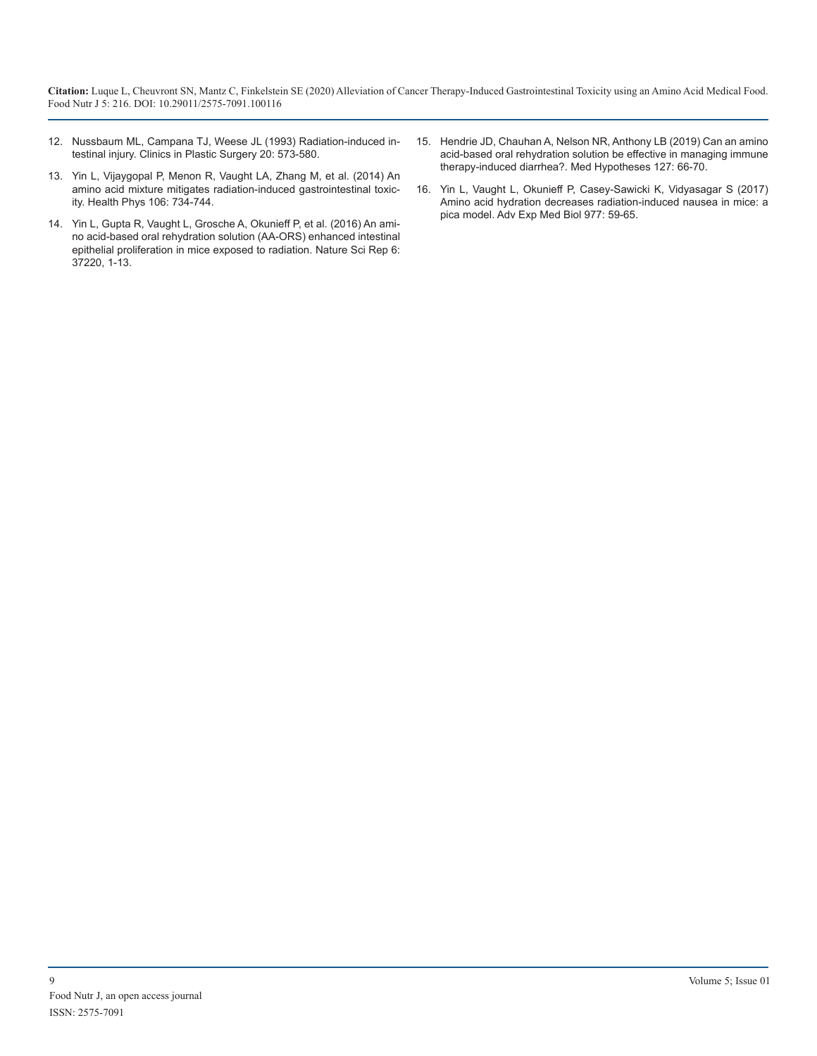12. Nussbaum ML, Campana TJ, Weese JL (1993) Radiation-induced intestinal injury. Clinics in Plastic Surgery 20: 573-580.

13. Yin L, Vijaygopal P, Menon R, Vaught LA, Zhang M, et al. (2014) An amino acid mixture mitigates radiation-induced gastrointestinal toxicity. Health Phys 106: 734-744.

14. Yin L, Gupta R, Vaught L, Grosche A, Okunieff P, et al. (2016) An amino acid-based oral rehydration solution (AA-ORS) enhanced intestinal epithelial proliferation in mice exposed to radiation. Nature Sci Rep 6: 37220, 1-13.

15. Hendrie JD, Chauhan A, Nelson NR, Anthony LB (2019) Can an amino acid-based oral rehydration solution be effective in managing immune therapy-induced diarrhea?. Med Hypotheses 127: 66-70.

16. Yin L, Vaught L, Okunieff P, Casey-Sawicki K, Vidyasagar S (2017) Amino acid hydration decreases radiation-induced nausea in mice: a pica model. Adv Exp Med Biol 977: 59-65.